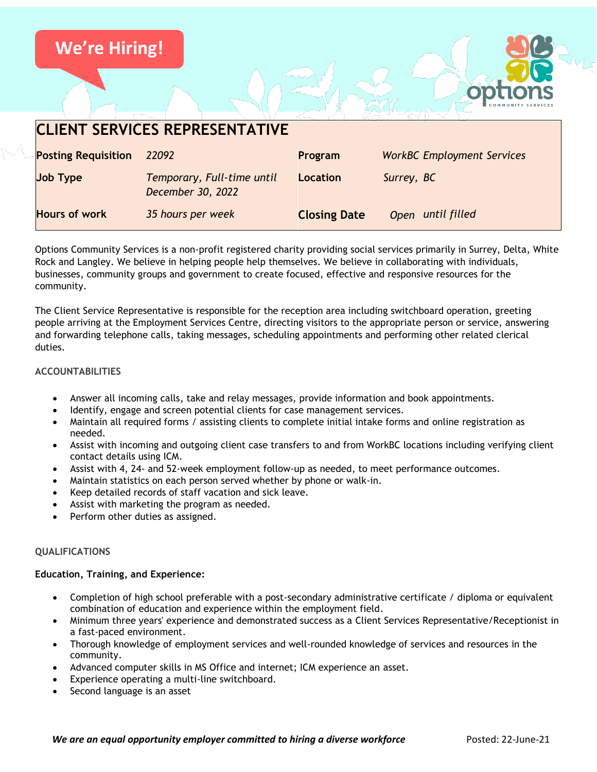We're Hiring!

# CLIENT SERVICES REPRESENTATIVE

| | | | |
|---|---|---|---|
| **Posting Requisition** | *22092* | **Program** | *WorkBC Employment Services* |
| **Job Type** | *Temporary, Full-time until December 30, 2022* | **Location** | *Surrey, BC* |
| **Hours of work** | *35 hours per week* | **Closing Date** | *Open until filled* |

Options Community Services is a non-profit registered charity providing social services primarily in Surrey, Delta, White Rock and Langley. We believe in helping people help themselves. We believe in collaborating with individuals, businesses, community groups and government to create focused, effective and responsive resources for the community.

The Client Service Representative is responsible for the reception area including switchboard operation, greeting people arriving at the Employment Services Centre, directing visitors to the appropriate person or service, answering and forwarding telephone calls, taking messages, scheduling appointments and performing other related clerical duties.

## ACCOUNTABILITIES

- Answer all incoming calls, take and relay messages, provide information and book appointments.
- Identify, engage and screen potential clients for case management services.
- Maintain all required forms / assisting clients to complete initial intake forms and online registration as needed.
- Assist with incoming and outgoing client case transfers to and from WorkBC locations including verifying client contact details using ICM.
- Assist with 4, 24- and 52-week employment follow-up as needed, to meet performance outcomes.
- Maintain statistics on each person served whether by phone or walk-in.
- Keep detailed records of staff vacation and sick leave.
- Assist with marketing the program as needed.
- Perform other duties as assigned.

## QUALIFICATIONS

**Education, Training, and Experience:**

- Completion of high school preferable with a post-secondary administrative certificate / diploma or equivalent combination of education and experience within the employment field.
- Minimum three years' experience and demonstrated success as a Client Services Representative/Receptionist in a fast-paced environment.
- Thorough knowledge of employment services and well-rounded knowledge of services and resources in the community.
- Advanced computer skills in MS Office and internet; ICM experience an asset.
- Experience operating a multi-line switchboard.
- Second language is an asset

***We are an equal opportunity employer committed to hiring a diverse workforce*** Posted: 22-June-21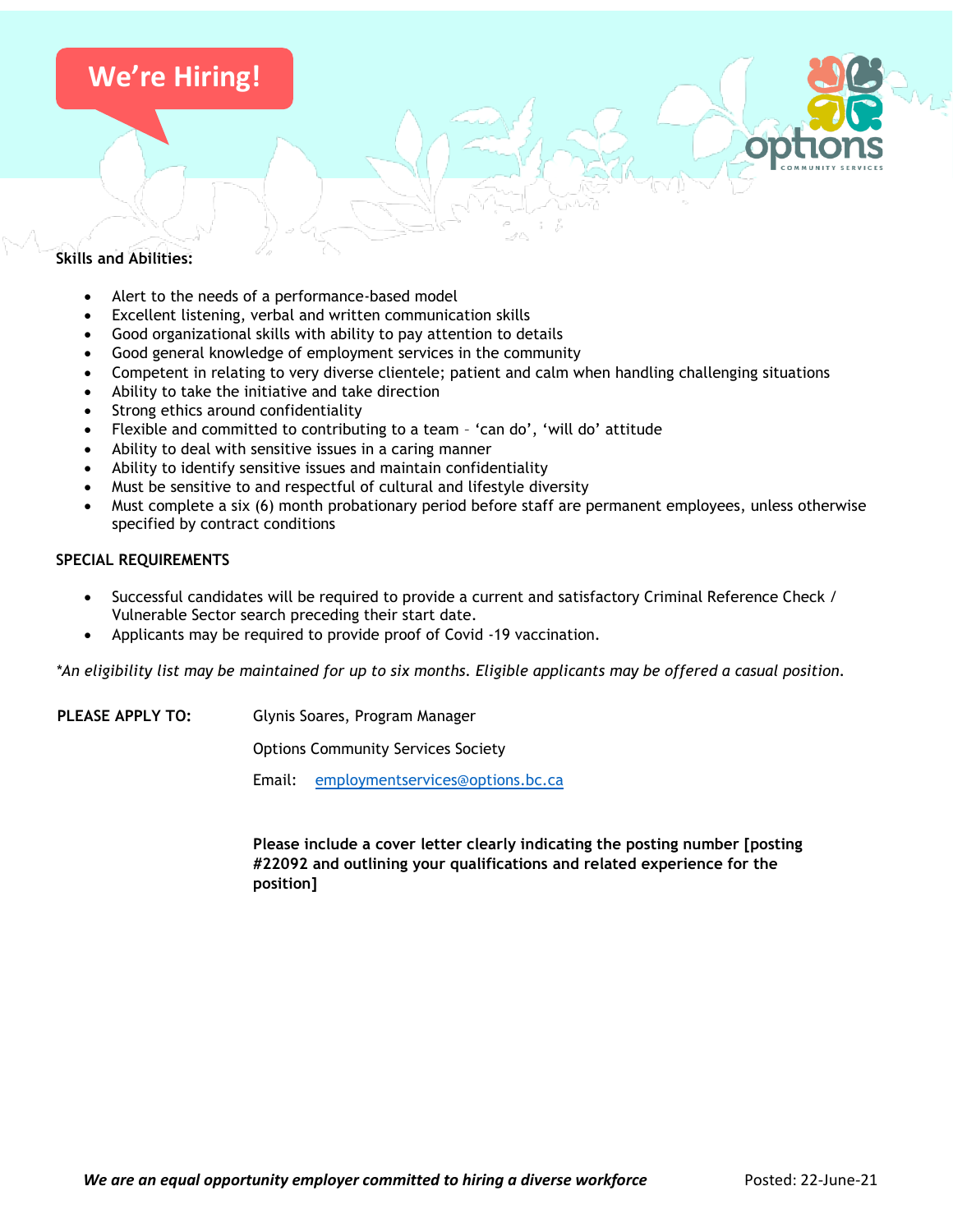We're Hiring!

**Skills and Abilities:**

- Alert to the needs of a performance-based model
- Excellent listening, verbal and written communication skills
- Good organizational skills with ability to pay attention to details
- Good general knowledge of employment services in the community
- Competent in relating to very diverse clientele; patient and calm when handling challenging situations
- Ability to take the initiative and take direction
- Strong ethics around confidentiality
- Flexible and committed to contributing to a team – 'can do', 'will do' attitude
- Ability to deal with sensitive issues in a caring manner
- Ability to identify sensitive issues and maintain confidentiality
- Must be sensitive to and respectful of cultural and lifestyle diversity
- Must complete a six (6) month probationary period before staff are permanent employees, unless otherwise specified by contract conditions

**SPECIAL REQUIREMENTS**

- Successful candidates will be required to provide a current and satisfactory Criminal Reference Check / Vulnerable Sector search preceding their start date.
- Applicants may be required to provide proof of Covid -19 vaccination.

*\*An eligibility list may be maintained for up to six months. Eligible applicants may be offered a casual position.*

**PLEASE APPLY TO:** Glynis Soares, Program Manager

Options Community Services Society

Email: employmentservices@options.bc.ca

**Please include a cover letter clearly indicating the posting number [posting #22092 and outlining your qualifications and related experience for the position]**

***We are an equal opportunity employer committed to hiring a diverse workforce***

Posted: 22-June-21